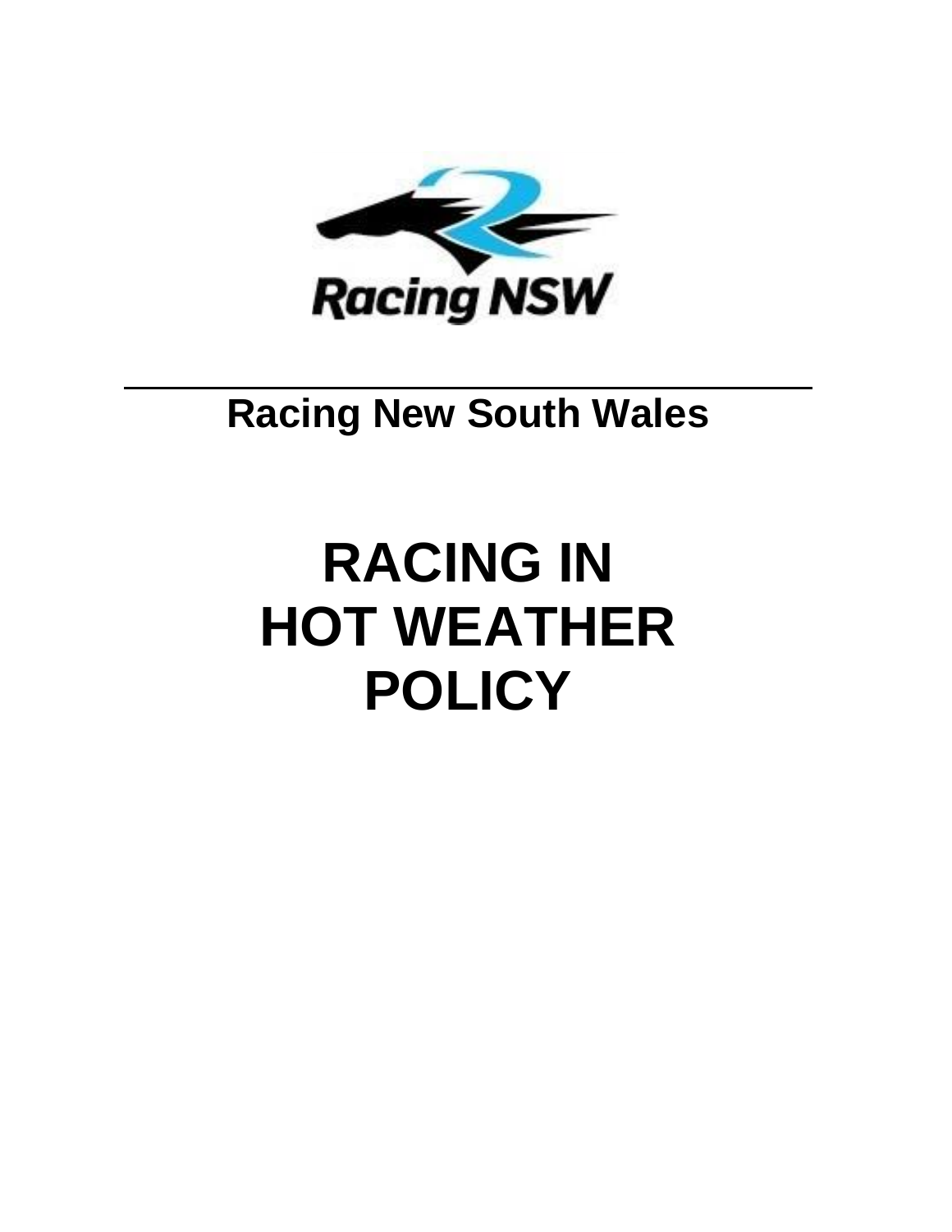Racing NSW

## Racing New South Wales

# RACING IN HOT WEATHER POLICY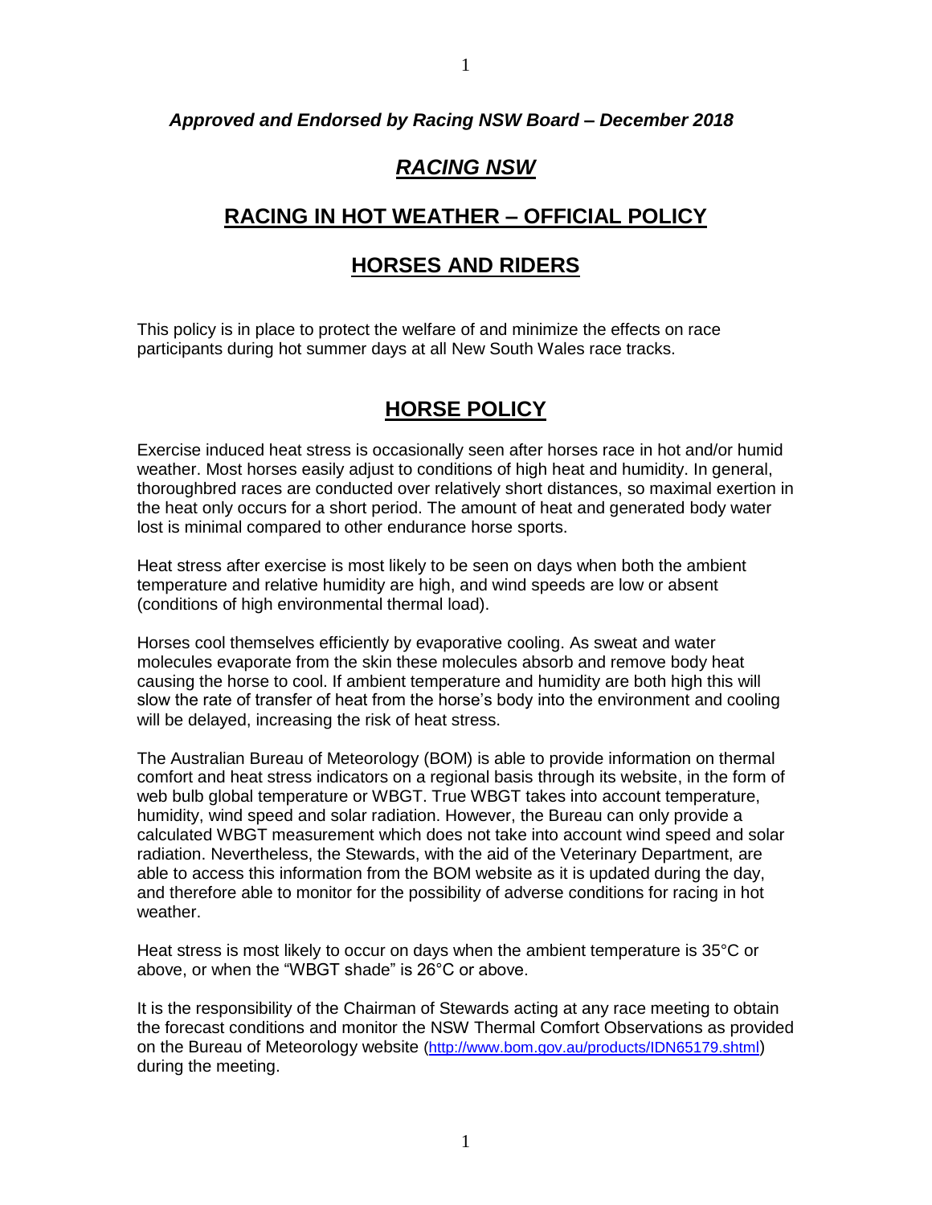***Approved and Endorsed by Racing NSW Board – December 2018***

# ***RACING NSW***

# RACING IN HOT WEATHER – OFFICIAL POLICY

# HORSES AND RIDERS

This policy is in place to protect the welfare of and minimize the effects on race participants during hot summer days at all New South Wales race tracks.

## HORSE POLICY

Exercise induced heat stress is occasionally seen after horses race in hot and/or humid weather. Most horses easily adjust to conditions of high heat and humidity. In general, thoroughbred races are conducted over relatively short distances, so maximal exertion in the heat only occurs for a short period. The amount of heat and generated body water lost is minimal compared to other endurance horse sports.

Heat stress after exercise is most likely to be seen on days when both the ambient temperature and relative humidity are high, and wind speeds are low or absent (conditions of high environmental thermal load).

Horses cool themselves efficiently by evaporative cooling. As sweat and water molecules evaporate from the skin these molecules absorb and remove body heat causing the horse to cool. If ambient temperature and humidity are both high this will slow the rate of transfer of heat from the horse's body into the environment and cooling will be delayed, increasing the risk of heat stress.

The Australian Bureau of Meteorology (BOM) is able to provide information on thermal comfort and heat stress indicators on a regional basis through its website, in the form of web bulb global temperature or WBGT. True WBGT takes into account temperature, humidity, wind speed and solar radiation. However, the Bureau can only provide a calculated WBGT measurement which does not take into account wind speed and solar radiation. Nevertheless, the Stewards, with the aid of the Veterinary Department, are able to access this information from the BOM website as it is updated during the day, and therefore able to monitor for the possibility of adverse conditions for racing in hot weather.

Heat stress is most likely to occur on days when the ambient temperature is 35°C or above, or when the "WBGT shade" is 26°C or above.

It is the responsibility of the Chairman of Stewards acting at any race meeting to obtain the forecast conditions and monitor the NSW Thermal Comfort Observations as provided on the Bureau of Meteorology website (http://www.bom.gov.au/products/IDN65179.shtml) during the meeting.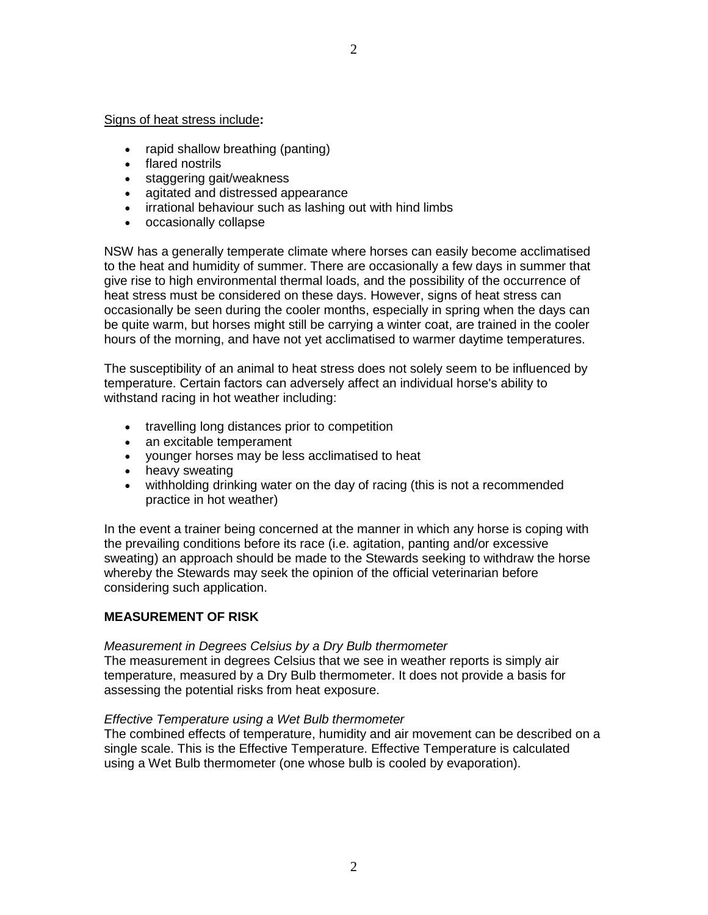<u>Signs of heat stress include</u>**:**

- rapid shallow breathing (panting)
- flared nostrils
- staggering gait/weakness
- agitated and distressed appearance
- irrational behaviour such as lashing out with hind limbs
- occasionally collapse

NSW has a generally temperate climate where horses can easily become acclimatised to the heat and humidity of summer. There are occasionally a few days in summer that give rise to high environmental thermal loads, and the possibility of the occurrence of heat stress must be considered on these days. However, signs of heat stress can occasionally be seen during the cooler months, especially in spring when the days can be quite warm, but horses might still be carrying a winter coat, are trained in the cooler hours of the morning, and have not yet acclimatised to warmer daytime temperatures.

The susceptibility of an animal to heat stress does not solely seem to be influenced by temperature. Certain factors can adversely affect an individual horse's ability to withstand racing in hot weather including:

- travelling long distances prior to competition
- an excitable temperament
- younger horses may be less acclimatised to heat
- heavy sweating
- withholding drinking water on the day of racing (this is not a recommended practice in hot weather)

In the event a trainer being concerned at the manner in which any horse is coping with the prevailing conditions before its race (i.e. agitation, panting and/or excessive sweating) an approach should be made to the Stewards seeking to withdraw the horse whereby the Stewards may seek the opinion of the official veterinarian before considering such application.

**MEASUREMENT OF RISK**

*Measurement in Degrees Celsius by a Dry Bulb thermometer*
The measurement in degrees Celsius that we see in weather reports is simply air temperature, measured by a Dry Bulb thermometer. It does not provide a basis for assessing the potential risks from heat exposure.

*Effective Temperature using a Wet Bulb thermometer*
The combined effects of temperature, humidity and air movement can be described on a single scale. This is the Effective Temperature. Effective Temperature is calculated using a Wet Bulb thermometer (one whose bulb is cooled by evaporation).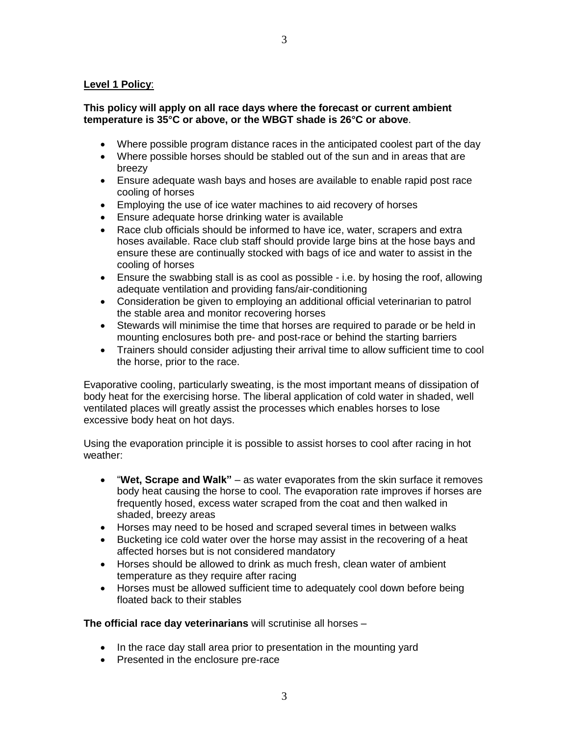**Level 1 Policy**:

**This policy will apply on all race days where the forecast or current ambient temperature is 35°C or above, or the WBGT shade is 26°C or above**.

- Where possible program distance races in the anticipated coolest part of the day
- Where possible horses should be stabled out of the sun and in areas that are breezy
- Ensure adequate wash bays and hoses are available to enable rapid post race cooling of horses
- Employing the use of ice water machines to aid recovery of horses
- Ensure adequate horse drinking water is available
- Race club officials should be informed to have ice, water, scrapers and extra hoses available. Race club staff should provide large bins at the hose bays and ensure these are continually stocked with bags of ice and water to assist in the cooling of horses
- Ensure the swabbing stall is as cool as possible - i.e. by hosing the roof, allowing adequate ventilation and providing fans/air-conditioning
- Consideration be given to employing an additional official veterinarian to patrol the stable area and monitor recovering horses
- Stewards will minimise the time that horses are required to parade or be held in mounting enclosures both pre- and post-race or behind the starting barriers
- Trainers should consider adjusting their arrival time to allow sufficient time to cool the horse, prior to the race.

Evaporative cooling, particularly sweating, is the most important means of dissipation of body heat for the exercising horse. The liberal application of cold water in shaded, well ventilated places will greatly assist the processes which enables horses to lose excessive body heat on hot days.

Using the evaporation principle it is possible to assist horses to cool after racing in hot weather:

- "**Wet, Scrape and Walk"** – as water evaporates from the skin surface it removes body heat causing the horse to cool. The evaporation rate improves if horses are frequently hosed, excess water scraped from the coat and then walked in shaded, breezy areas
- Horses may need to be hosed and scraped several times in between walks
- Bucketing ice cold water over the horse may assist in the recovering of a heat affected horses but is not considered mandatory
- Horses should be allowed to drink as much fresh, clean water of ambient temperature as they require after racing
- Horses must be allowed sufficient time to adequately cool down before being floated back to their stables

**The official race day veterinarians** will scrutinise all horses –

- In the race day stall area prior to presentation in the mounting yard
- Presented in the enclosure pre-race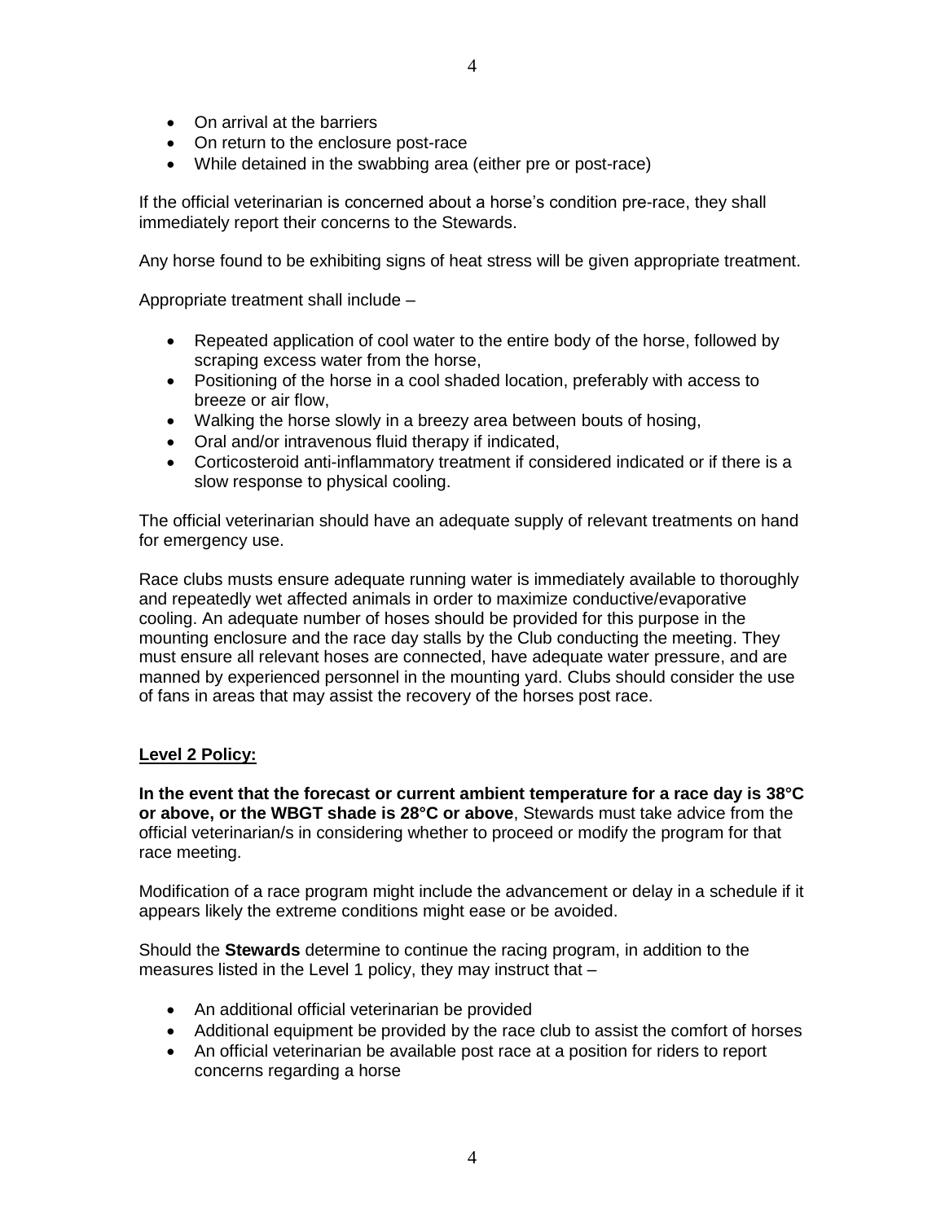- On arrival at the barriers
- On return to the enclosure post-race
- While detained in the swabbing area (either pre or post-race)

If the official veterinarian is concerned about a horse's condition pre-race, they shall immediately report their concerns to the Stewards.

Any horse found to be exhibiting signs of heat stress will be given appropriate treatment.

Appropriate treatment shall include –

- Repeated application of cool water to the entire body of the horse, followed by scraping excess water from the horse,
- Positioning of the horse in a cool shaded location, preferably with access to breeze or air flow,
- Walking the horse slowly in a breezy area between bouts of hosing,
- Oral and/or intravenous fluid therapy if indicated,
- Corticosteroid anti-inflammatory treatment if considered indicated or if there is a slow response to physical cooling.

The official veterinarian should have an adequate supply of relevant treatments on hand for emergency use.

Race clubs musts ensure adequate running water is immediately available to thoroughly and repeatedly wet affected animals in order to maximize conductive/evaporative cooling. An adequate number of hoses should be provided for this purpose in the mounting enclosure and the race day stalls by the Club conducting the meeting. They must ensure all relevant hoses are connected, have adequate water pressure, and are manned by experienced personnel in the mounting yard. Clubs should consider the use of fans in areas that may assist the recovery of the horses post race.

**Level 2 Policy:**

**In the event that the forecast or current ambient temperature for a race day is 38°C or above, or the WBGT shade is 28°C or above**, Stewards must take advice from the official veterinarian/s in considering whether to proceed or modify the program for that race meeting.

Modification of a race program might include the advancement or delay in a schedule if it appears likely the extreme conditions might ease or be avoided.

Should the **Stewards** determine to continue the racing program, in addition to the measures listed in the Level 1 policy, they may instruct that –

- An additional official veterinarian be provided
- Additional equipment be provided by the race club to assist the comfort of horses
- An official veterinarian be available post race at a position for riders to report concerns regarding a horse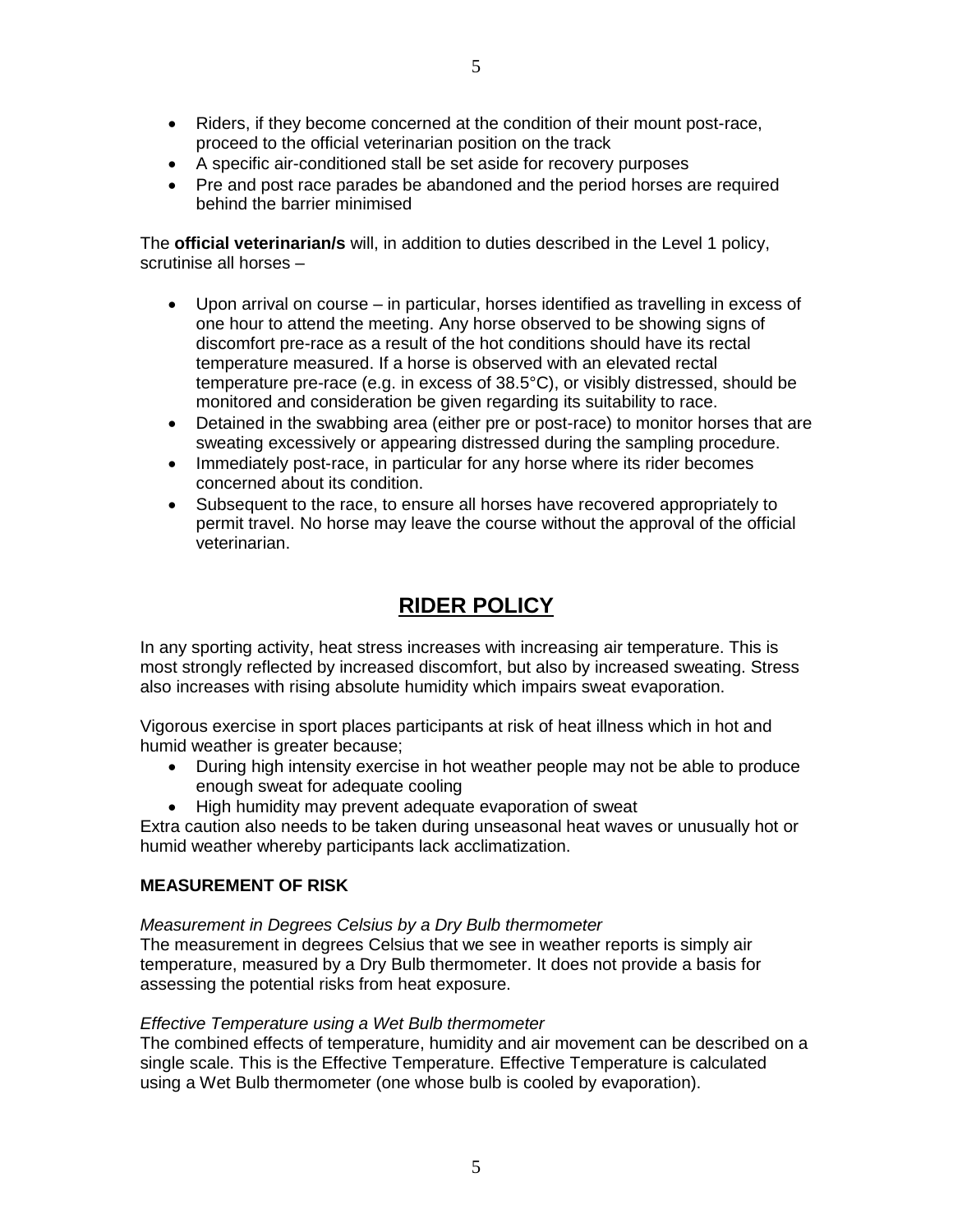- Riders, if they become concerned at the condition of their mount post-race, proceed to the official veterinarian position on the track
- A specific air-conditioned stall be set aside for recovery purposes
- Pre and post race parades be abandoned and the period horses are required behind the barrier minimised

The **official veterinarian/s** will, in addition to duties described in the Level 1 policy, scrutinise all horses –

- Upon arrival on course – in particular, horses identified as travelling in excess of one hour to attend the meeting. Any horse observed to be showing signs of discomfort pre-race as a result of the hot conditions should have its rectal temperature measured. If a horse is observed with an elevated rectal temperature pre-race (e.g. in excess of 38.5°C), or visibly distressed, should be monitored and consideration be given regarding its suitability to race.
- Detained in the swabbing area (either pre or post-race) to monitor horses that are sweating excessively or appearing distressed during the sampling procedure.
- Immediately post-race, in particular for any horse where its rider becomes concerned about its condition.
- Subsequent to the race, to ensure all horses have recovered appropriately to permit travel. No horse may leave the course without the approval of the official veterinarian.

# RIDER POLICY

In any sporting activity, heat stress increases with increasing air temperature. This is most strongly reflected by increased discomfort, but also by increased sweating. Stress also increases with rising absolute humidity which impairs sweat evaporation.

Vigorous exercise in sport places participants at risk of heat illness which in hot and humid weather is greater because;

- During high intensity exercise in hot weather people may not be able to produce enough sweat for adequate cooling
- High humidity may prevent adequate evaporation of sweat

Extra caution also needs to be taken during unseasonal heat waves or unusually hot or humid weather whereby participants lack acclimatization.

### MEASUREMENT OF RISK

*Measurement in Degrees Celsius by a Dry Bulb thermometer*
The measurement in degrees Celsius that we see in weather reports is simply air temperature, measured by a Dry Bulb thermometer. It does not provide a basis for assessing the potential risks from heat exposure.

*Effective Temperature using a Wet Bulb thermometer*
The combined effects of temperature, humidity and air movement can be described on a single scale. This is the Effective Temperature. Effective Temperature is calculated using a Wet Bulb thermometer (one whose bulb is cooled by evaporation).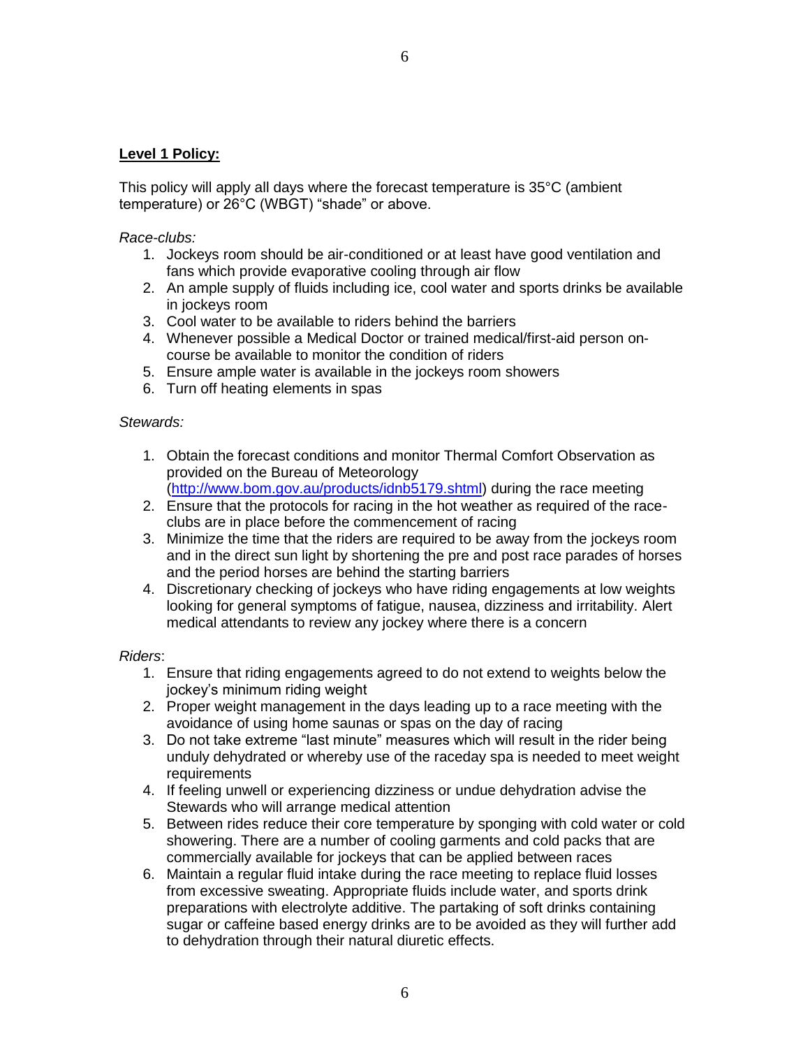**Level 1 Policy:**

This policy will apply all days where the forecast temperature is 35°C (ambient temperature) or 26°C (WBGT) "shade" or above.

*Race-clubs:*

1. Jockeys room should be air-conditioned or at least have good ventilation and fans which provide evaporative cooling through air flow
2. An ample supply of fluids including ice, cool water and sports drinks be available in jockeys room
3. Cool water to be available to riders behind the barriers
4. Whenever possible a Medical Doctor or trained medical/first-aid person on-course be available to monitor the condition of riders
5. Ensure ample water is available in the jockeys room showers
6. Turn off heating elements in spas

*Stewards:*

1. Obtain the forecast conditions and monitor Thermal Comfort Observation as provided on the Bureau of Meteorology (http://www.bom.gov.au/products/idnb5179.shtml) during the race meeting
2. Ensure that the protocols for racing in the hot weather as required of the race-clubs are in place before the commencement of racing
3. Minimize the time that the riders are required to be away from the jockeys room and in the direct sun light by shortening the pre and post race parades of horses and the period horses are behind the starting barriers
4. Discretionary checking of jockeys who have riding engagements at low weights looking for general symptoms of fatigue, nausea, dizziness and irritability. Alert medical attendants to review any jockey where there is a concern

*Riders*:

1. Ensure that riding engagements agreed to do not extend to weights below the jockey's minimum riding weight
2. Proper weight management in the days leading up to a race meeting with the avoidance of using home saunas or spas on the day of racing
3. Do not take extreme "last minute" measures which will result in the rider being unduly dehydrated or whereby use of the raceday spa is needed to meet weight requirements
4. If feeling unwell or experiencing dizziness or undue dehydration advise the Stewards who will arrange medical attention
5. Between rides reduce their core temperature by sponging with cold water or cold showering. There are a number of cooling garments and cold packs that are commercially available for jockeys that can be applied between races
6. Maintain a regular fluid intake during the race meeting to replace fluid losses from excessive sweating. Appropriate fluids include water, and sports drink preparations with electrolyte additive. The partaking of soft drinks containing sugar or caffeine based energy drinks are to be avoided as they will further add to dehydration through their natural diuretic effects.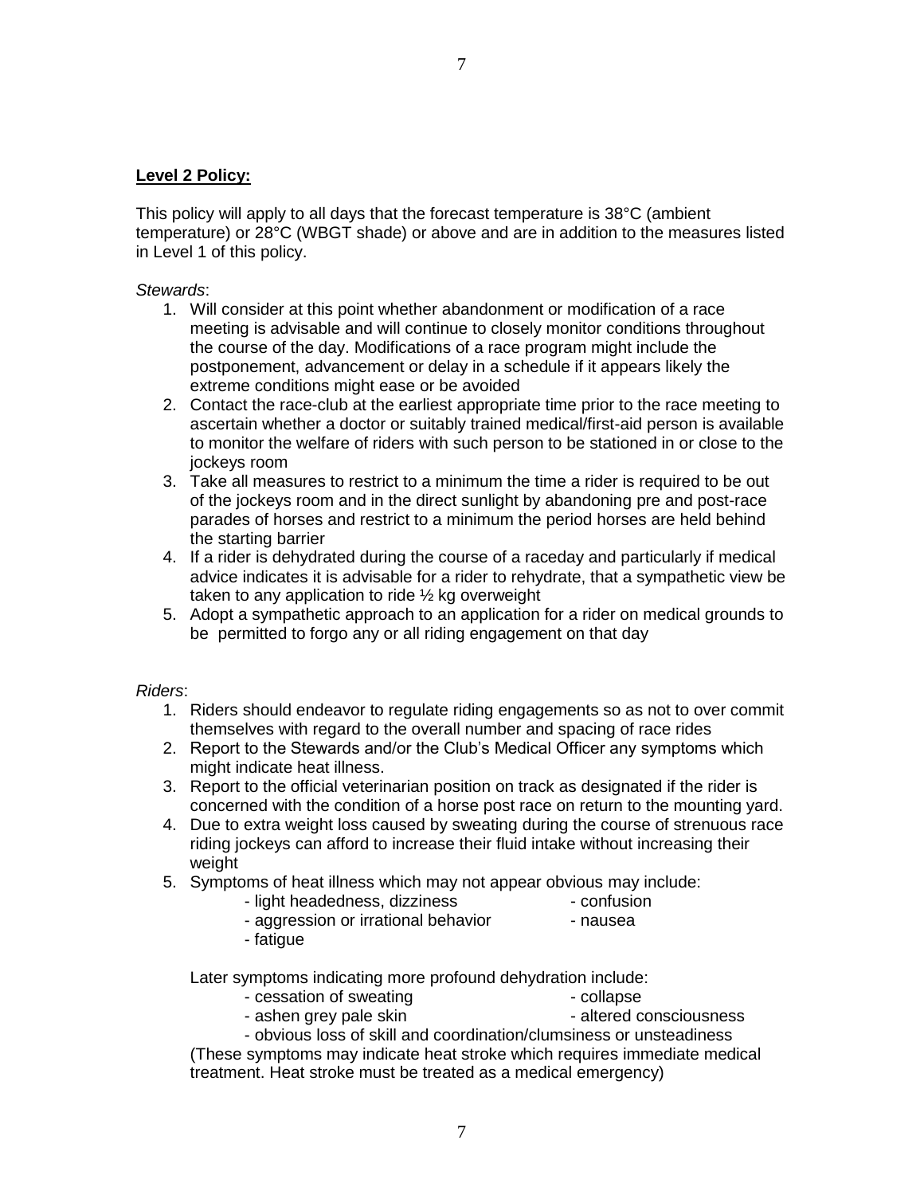**Level 2 Policy:**

This policy will apply to all days that the forecast temperature is 38°C (ambient temperature) or 28°C (WBGT shade) or above and are in addition to the measures listed in Level 1 of this policy.

*Stewards*:

1. Will consider at this point whether abandonment or modification of a race meeting is advisable and will continue to closely monitor conditions throughout the course of the day. Modifications of a race program might include the postponement, advancement or delay in a schedule if it appears likely the extreme conditions might ease or be avoided
2. Contact the race-club at the earliest appropriate time prior to the race meeting to ascertain whether a doctor or suitably trained medical/first-aid person is available to monitor the welfare of riders with such person to be stationed in or close to the jockeys room
3. Take all measures to restrict to a minimum the time a rider is required to be out of the jockeys room and in the direct sunlight by abandoning pre and post-race parades of horses and restrict to a minimum the period horses are held behind the starting barrier
4. If a rider is dehydrated during the course of a raceday and particularly if medical advice indicates it is advisable for a rider to rehydrate, that a sympathetic view be taken to any application to ride ½ kg overweight
5. Adopt a sympathetic approach to an application for a rider on medical grounds to be permitted to forgo any or all riding engagement on that day

*Riders*:

1. Riders should endeavor to regulate riding engagements so as not to over commit themselves with regard to the overall number and spacing of race rides
2. Report to the Stewards and/or the Club's Medical Officer any symptoms which might indicate heat illness.
3. Report to the official veterinarian position on track as designated if the rider is concerned with the condition of a horse post race on return to the mounting yard.
4. Due to extra weight loss caused by sweating during the course of strenuous race riding jockeys can afford to increase their fluid intake without increasing their weight
5. Symptoms of heat illness which may not appear obvious may include:
   - light headedness, dizziness
   - confusion
   - aggression or irrational behavior
   - nausea
   - fatigue

   Later symptoms indicating more profound dehydration include:
   - cessation of sweating
   - collapse
   - ashen grey pale skin
   - altered consciousness
   - obvious loss of skill and coordination/clumsiness or unsteadiness

   (These symptoms may indicate heat stroke which requires immediate medical treatment. Heat stroke must be treated as a medical emergency)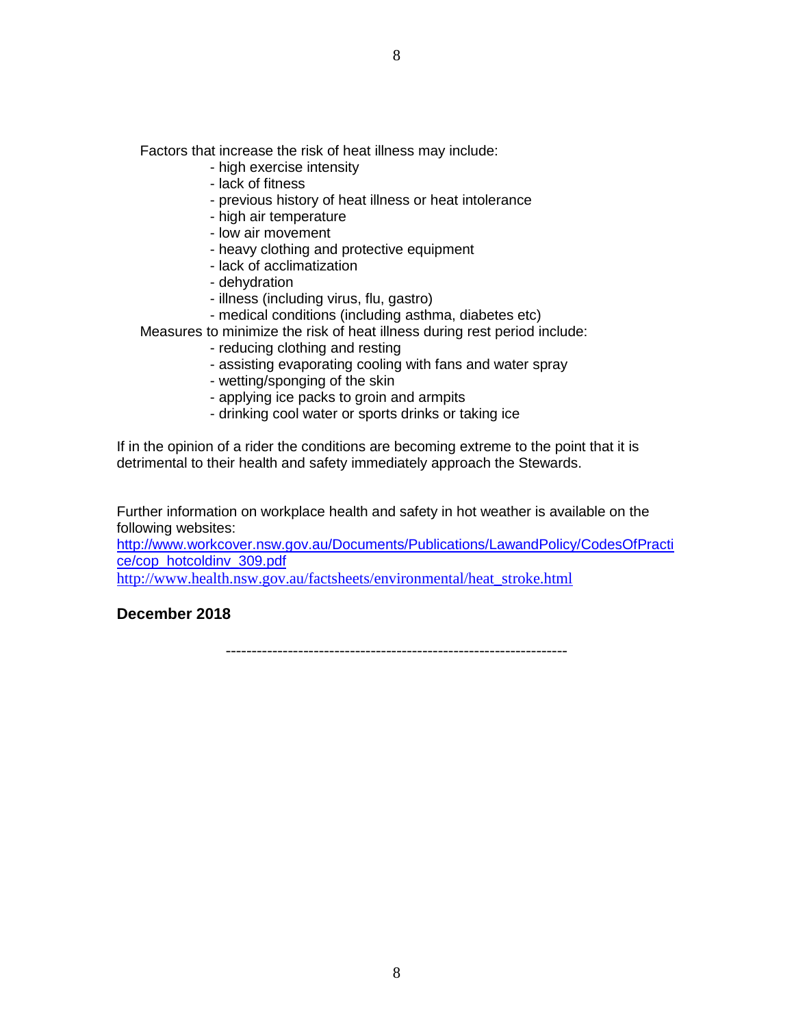Factors that increase the risk of heat illness may include:

- high exercise intensity
- lack of fitness
- previous history of heat illness or heat intolerance
- high air temperature
- low air movement
- heavy clothing and protective equipment
- lack of acclimatization
- dehydration
- illness (including virus, flu, gastro)
- medical conditions (including asthma, diabetes etc)

Measures to minimize the risk of heat illness during rest period include:

- reducing clothing and resting
- assisting evaporating cooling with fans and water spray
- wetting/sponging of the skin
- applying ice packs to groin and armpits
- drinking cool water or sports drinks or taking ice

If in the opinion of a rider the conditions are becoming extreme to the point that it is detrimental to their health and safety immediately approach the Stewards.

Further information on workplace health and safety in hot weather is available on the following websites:
http://www.workcover.nsw.gov.au/Documents/Publications/LawandPolicy/CodesOfPractice/cop_hotcoldinv_309.pdf
http://www.health.nsw.gov.au/factsheets/environmental/heat_stroke.html

**December 2018**

-------------------------------------------------------------------